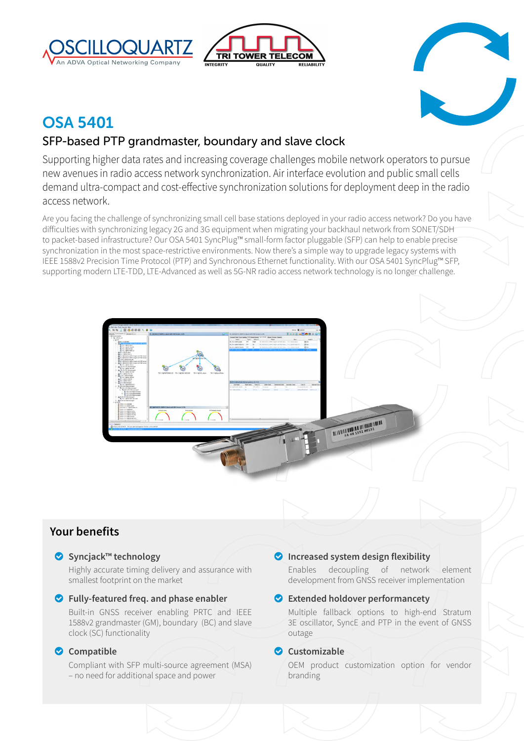# OSA 5401

## SFP-based PTP grandmaster, boundary and slave clock

Supporting higher data rates and increasing coverage challenges mobile network operators to pursue new avenues in radio access network synchronization. Air interface evolution and public small cells demand ultra-compact and cost-effective synchronization solutions for deployment deep in the radio access network.

Are you facing the challenge of synchronizing small cell base stations deployed in your radio access network? Do you have difficulties with synchronizing legacy 2G and 3G equipment when migrating your backhaul network from SONET/SDH to packet-based infrastructure? Our OSA 5401 SyncPlug™ small-form factor pluggable (SFP) can help to enable precise synchronization in the most space-restrictive environments. Now there's a simple way to upgrade legacy systems with IEEE 1588v2 Precision Time Protocol (PTP) and Synchronous Ethernet functionality. With our OSA 5401 SyncPlug™ SFP, supporting modern LTE-TDD, LTE-Advanced as well as 5G-NR radio access network technology is no longer challenge.

## Your benefits

- **Syncjack™ technology**
  Highly accurate timing delivery and assurance with smallest footprint on the market
- **Fully-featured freq. and phase enabler**
  Built-in GNSS receiver enabling PRTC and IEEE 1588v2 grandmaster (GM), boundary (BC) and slave clock (SC) functionality
- **Compatible**
  Compliant with SFP multi-source agreement (MSA) – no need for additional space and power
- **Increased system design flexibility**
  Enables decoupling of network element development from GNSS receiver implementation
- **Extended holdover performancety**
  Multiple fallback options to high-end Stratum 3E oscillator, SyncE and PTP in the event of GNSS outage
- **Customizable**
  OEM product customization option for vendor branding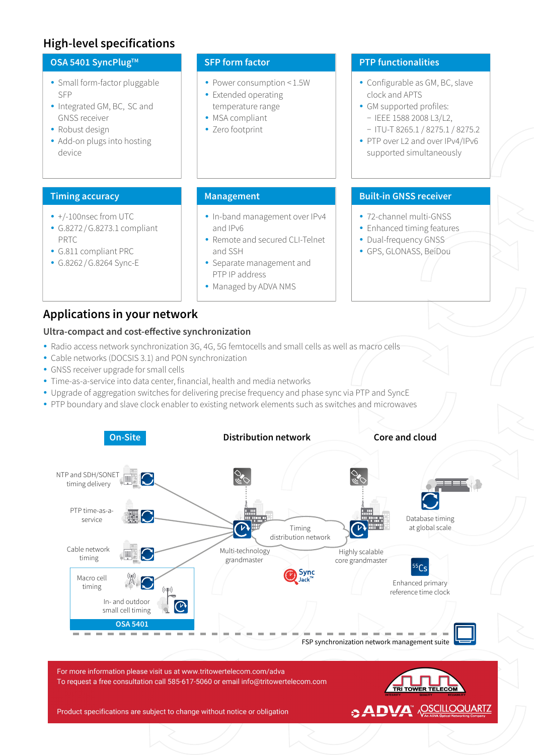## High-level specifications

### OSA 5401 SyncPlug™

- Small form-factor pluggable SFP
- Integrated GM, BC, SC and GNSS receiver
- Robust design
- Add-on plugs into hosting device

### SFP form factor

- Power consumption <1.5W
- Extended operating temperature range
- MSA compliant
- Zero footprint

### PTP functionalities

- Configurable as GM, BC, slave clock and APTS
- GM supported profiles:
  - IEEE 1588 2008 L3/L2,
  - ITU-T 8265.1 / 8275.1 / 8275.2
- PTP over L2 and over IPv4/IPv6 supported simultaneously

### Timing accuracy

- +/-100nsec from UTC
- G.8272 / G.8273.1 compliant PRTC
- G.811 compliant PRC
- G.8262 / G.8264 Sync-E

### Management

- In-band management over IPv4 and IPv6
- Remote and secured CLI-Telnet and SSH
- Separate management and PTP IP address
- Managed by ADVA NMS

### Built-in GNSS receiver

- 72-channel multi-GNSS
- Enhanced timing features
- Dual-frequency GNSS
- GPS, GLONASS, BeiDou

## Applications in your network

### Ultra-compact and cost-effective synchronization

- Radio access network synchronization 3G, 4G, 5G femtocells and small cells as well as macro cells
- Cable networks (DOCSIS 3.1) and PON synchronization
- GNSS receiver upgrade for small cells
- Time-as-a-service into data center, financial, health and media networks
- Upgrade of aggregation switches for delivering precise frequency and phase sync via PTP and SyncE
- PTP boundary and slave clock enabler to existing network elements such as switches and microwaves

On-Site | Distribution network | Core and cloud

NTP and SDH/SONET timing delivery
PTP time-as-a-service
Cable network timing
Macro cell timing
In- and outdoor small cell timing
OSA 5401
Multi-technology grandmaster
Timing distribution network
Highly scalable core grandmaster
Sync Jack™
Database timing at global scale
Enhanced primary reference time clock
FSP synchronization network management suite

For more information please visit us at www.tritowertelecom.com/adva
To request a free consultation call 585-617-5060 or email info@tritowertelecom.com

Product specifications are subject to change without notice or obligation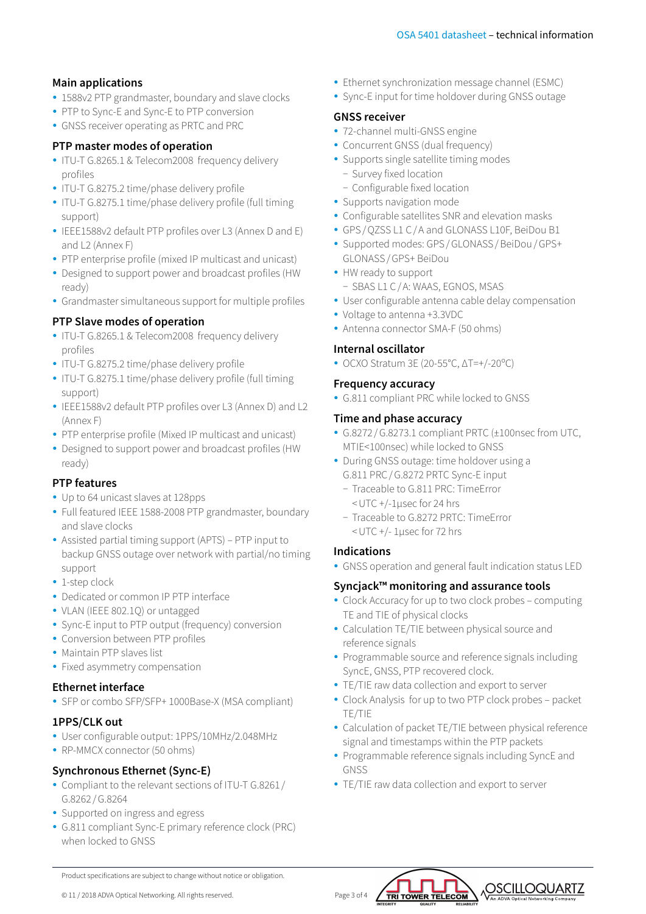## Main applications

- 1588v2 PTP grandmaster, boundary and slave clocks
- PTP to Sync-E and Sync-E to PTP conversion
- GNSS receiver operating as PRTC and PRC

## PTP master modes of operation

- ITU-T G.8265.1 & Telecom2008 frequency delivery profiles
- ITU-T G.8275.2 time/phase delivery profile
- ITU-T G.8275.1 time/phase delivery profile (full timing support)
- IEEE1588v2 default PTP profiles over L3 (Annex D and E) and L2 (Annex F)
- PTP enterprise profile (mixed IP multicast and unicast)
- Designed to support power and broadcast profiles (HW ready)
- Grandmaster simultaneous support for multiple profiles

## PTP Slave modes of operation

- ITU-T G.8265.1 & Telecom2008 frequency delivery profiles
- ITU-T G.8275.2 time/phase delivery profile
- ITU-T G.8275.1 time/phase delivery profile (full timing support)
- IEEE1588v2 default PTP profiles over L3 (Annex D) and L2 (Annex F)
- PTP enterprise profile (Mixed IP multicast and unicast)
- Designed to support power and broadcast profiles (HW ready)

## PTP features

- Up to 64 unicast slaves at 128pps
- Full featured IEEE 1588-2008 PTP grandmaster, boundary and slave clocks
- Assisted partial timing support (APTS) – PTP input to backup GNSS outage over network with partial/no timing support
- 1-step clock
- Dedicated or common IP PTP interface
- VLAN (IEEE 802.1Q) or untagged
- Sync-E input to PTP output (frequency) conversion
- Conversion between PTP profiles
- Maintain PTP slaves list
- Fixed asymmetry compensation

## Ethernet interface

- SFP or combo SFP/SFP+ 1000Base-X (MSA compliant)

## 1PPS/CLK out

- User configurable output: 1PPS/10MHz/2.048MHz
- RP-MMCX connector (50 ohms)

## Synchronous Ethernet (Sync-E)

- Compliant to the relevant sections of ITU-T G.8261 / G.8262 / G.8264
- Supported on ingress and egress
- G.811 compliant Sync-E primary reference clock (PRC) when locked to GNSS
- Ethernet synchronization message channel (ESMC)
- Sync-E input for time holdover during GNSS outage

## GNSS receiver

- 72-channel multi-GNSS engine
- Concurrent GNSS (dual frequency)
- Supports single satellite timing modes
  - Survey fixed location
  - Configurable fixed location
- Supports navigation mode
- Configurable satellites SNR and elevation masks
- GPS / QZSS L1 C / A and GLONASS L10F, BeiDou B1
- Supported modes: GPS / GLONASS / BeiDou / GPS+ GLONASS / GPS+ BeiDou
- HW ready to support
  - SBAS L1 C / A: WAAS, EGNOS, MSAS
- User configurable antenna cable delay compensation
- Voltage to antenna +3.3VDC
- Antenna connector SMA-F (50 ohms)

## Internal oscillator

- OCXO Stratum 3E (20-55°C, ΔT=+/-20°C)

## Frequency accuracy

- G.811 compliant PRC while locked to GNSS

## Time and phase accuracy

- G.8272 / G.8273.1 compliant PRTC (±100nsec from UTC, MTIE<100nsec) while locked to GNSS
- During GNSS outage: time holdover using a G.811 PRC / G.8272 PRTC Sync-E input
  - Traceable to G.811 PRC: TimeError <UTC +/-1µsec for 24 hrs
  - Traceable to G.8272 PRTC: TimeError <UTC +/- 1µsec for 72 hrs

## Indications

- GNSS operation and general fault indication status LED

## Syncjack™ monitoring and assurance tools

- Clock Accuracy for up to two clock probes – computing TE and TIE of physical clocks
- Calculation TE/TIE between physical source and reference signals
- Programmable source and reference signals including SyncE, GNSS, PTP recovered clock.
- TE/TIE raw data collection and export to server
- Clock Analysis for up to two PTP clock probes – packet TE/TIE
- Calculation of packet TE/TIE between physical reference signal and timestamps within the PTP packets
- Programmable reference signals including SyncE and GNSS
- TE/TIE raw data collection and export to server

Product specifications are subject to change without notice or obligation.

© 11 / 2018 ADVA Optical Networking. All rights reserved.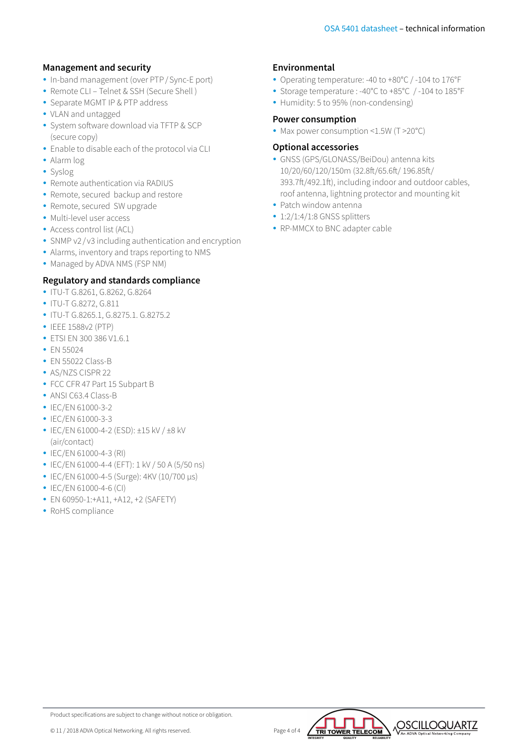## Management and security

- In-band management (over PTP / Sync-E port)
- Remote CLI – Telnet & SSH (Secure Shell )
- Separate MGMT IP & PTP address
- VLAN and untagged
- System software download via TFTP & SCP (secure copy)
- Enable to disable each of the protocol via CLI
- Alarm log
- Syslog
- Remote authentication via RADIUS
- Remote, secured backup and restore
- Remote, secured SW upgrade
- Multi-level user access
- Access control list (ACL)
- SNMP v2 / v3 including authentication and encryption
- Alarms, inventory and traps reporting to NMS
- Managed by ADVA NMS (FSP NM)

## Regulatory and standards compliance

- ITU-T G.8261, G.8262, G.8264
- ITU-T G.8272, G.811
- ITU-T G.8265.1, G.8275.1. G.8275.2
- IEEE 1588v2 (PTP)
- ETSI EN 300 386 V1.6.1
- EN 55024
- EN 55022 Class-B
- AS/NZS CISPR 22
- FCC CFR 47 Part 15 Subpart B
- ANSI C63.4 Class-B
- IEC/EN 61000-3-2
- IEC/EN 61000-3-3
- IEC/EN 61000-4-2 (ESD): ±15 kV / ±8 kV (air/contact)
- IEC/EN 61000-4-3 (RI)
- IEC/EN 61000-4-4 (EFT): 1 kV / 50 A (5/50 ns)
- IEC/EN 61000-4-5 (Surge): 4KV (10/700 µs)
- IEC/EN 61000-4-6 (CI)
- EN 60950-1:+A11, +A12, +2 (SAFETY)
- RoHS compliance

## Environmental

- Operating temperature: -40 to +80°C / -104 to 176°F
- Storage temperature : -40°C to +85°C / -104 to 185°F
- Humidity: 5 to 95% (non-condensing)

## Power consumption

- Max power consumption <1.5W (T >20°C)

## Optional accessories

- GNSS (GPS/GLONASS/BeiDou) antenna kits 10/20/60/120/150m (32.8ft/65.6ft/ 196.85ft/ 393.7ft/492.1ft), including indoor and outdoor cables, roof antenna, lightning protector and mounting kit
- Patch window antenna
- 1:2/1:4/1:8 GNSS splitters
- RP-MMCX to BNC adapter cable

Product specifications are subject to change without notice or obligation.

© 11 / 2018 ADVA Optical Networking. All rights reserved.